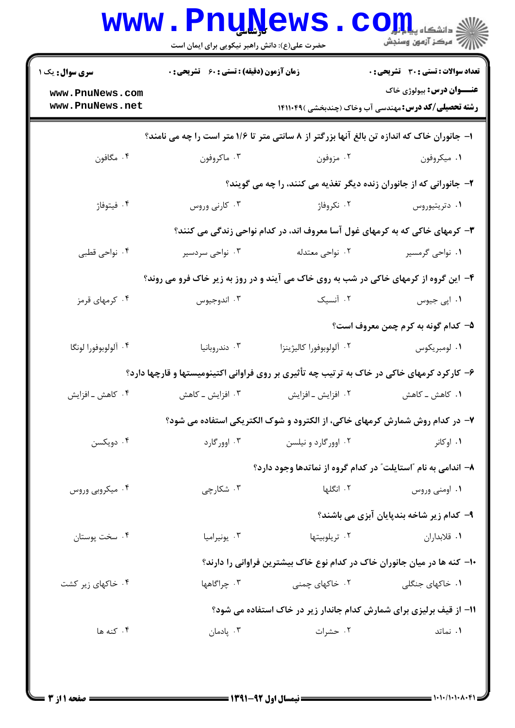**سری سوال:** یک ۱

**زمان آزمون (دقیقه) : تستی : ۶۰ تشریحی : ۰**

**تعداد سوالات : تستی : ۳۰ تشریحی : ۰**

**عنـــوان درس:** بیولوژی خاک

**رشته تحصیلی/کد درس:** مهندسی آب وخاک (چندبخشی )۱۴۱۱۰۴۹

۱- جانوران خاک که اندازه تن بالغ آنها بزرگتر از ۸ سانتی متر تا ۱/۶ متر است را چه می نامند؟

۱. میکروفون
۲. مزوفون
۳. ماکروفون
۴. مگافون

۲- جانورانی که از جانوران زنده دیگر تغذیه می کنند، را چه می گویند؟

۱. دتریتیوروس
۲. نکروفاژ
۳. کارنی وروس
۴. فیتوفاژ

۳- کرمهای خاکی که به کرمهای غول آسا معروف اند، در کدام نواحی زندگی می کنند؟

۱. نواحی گرمسیر
۲. نواحی معتدله
۳. نواحی سردسیر
۴. نواحی قطبی

۴- این گروه از کرمهای خاکی در شب به روی خاک می آیند و در روز به زیر خاک فرو می روند؟

۱. اپی جیوس
۲. آنسیک
۳. اندوجیوس
۴. کرمهای قرمز

۵- کدام گونه به کرم چمن معروف است؟

۱. لومبریکوس
۲. آلولوبوفورا کالیژینزا
۳. دندروبانیا
۴. آلولوبوفورا لونگا

۶- کارکرد کرمهای خاکی در خاک به ترتیب چه تأثیری بر روی فراوانی اکتینومیستها و قارچها دارد؟

۱. کاهش ـ کاهش
۲. افزایش ـ افزایش
۳. افزایش ـ کاهش
۴. کاهش ـ افزایش

۷- در کدام روش شمارش کرمهای خاکی، از الکترود و شوک الکتریکی استفاده می شود؟

۱. اوکانر
۲. اوورگارد و نیلسن
۳. اوورگارد
۴. دویکسن

۸- اندامی به نام "استایلت" در کدام گروه از نماتدها وجود دارد؟

۱. اومنی وروس
۲. انگلها
۳. شکارچی
۴. میکروبی وروس

۹- کدام زیر شاخه بندپایان آبزی می باشند؟

۱. قلابداران
۲. تریلوبیتها
۳. یونیرامیا
۴. سخت پوستان

۱۰- کنه ها در میان جانوران خاک در کدام نوع خاک بیشترین فراوانی را دارند؟

۱. خاکهای جنگلی
۲. خاکهای چمنی
۳. چراگاهها
۴. خاکهای زیر کشت

۱۱- از قیف برلیزی برای شمارش کدام جاندار زیر در خاک استفاده می شود؟

۱. نماتد
۲. حشرات
۳. پادمان
۴. کنه ها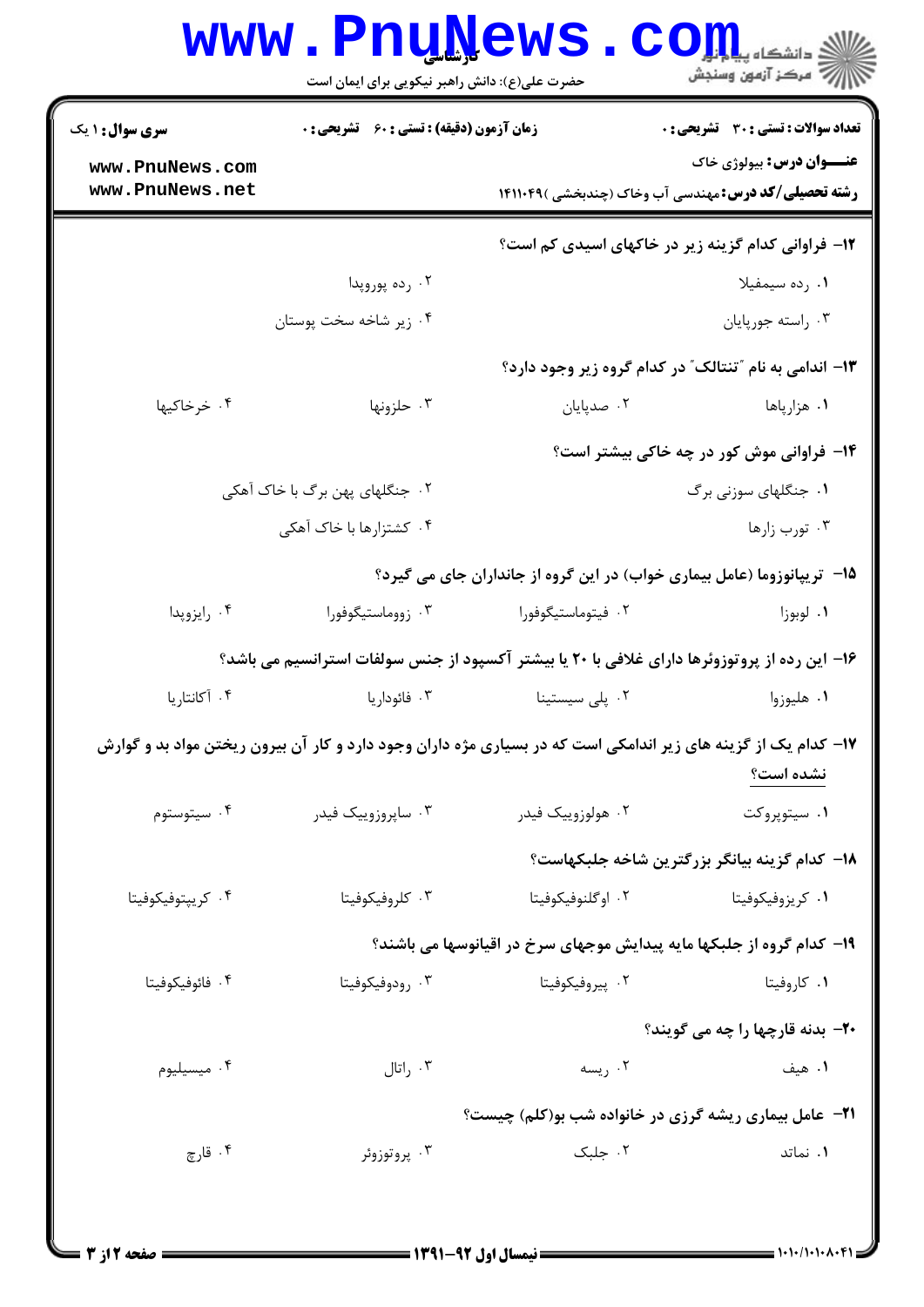**سری سوال:** ۱ یک | **زمان آزمون (دقیقه):** تستی: ۶۰ تشریحی: ۰ | **تعداد سوالات:** تستی: ۳۰ تشریحی: ۰

**عنـــوان درس:** بیولوژی خاک

**رشته تحصیلی/کد درس:** مهندسی آب وخاک (چندبخشی) ۱۴۱۱۰۴۹

۱۲- فراوانی کدام گزینه زیر در خاکهای اسیدی کم است؟

۱. رده سیمفیلا
۲. رده پوروپدا
۳. راسته جورپایان
۴. زیر شاخه سخت پوستان

۱۳- اندامی به نام "تنتالک" در کدام گروه زیر وجود دارد؟

۱. هزارپاها
۲. صدپایان
۳. حلزونها
۴. خرخاکیها

۱۴- فراوانی موش کور در چه خاکی بیشتر است؟

۱. جنگلهای سوزنی برگ
۲. جنگلهای پهن برگ با خاک آهکی
۳. تورب زارها
۴. کشتزارها با خاک آهکی

۱۵- تریپانوزوما (عامل بیماری خواب) در این گروه از جانداران جای می گیرد؟

۱. لوبوزا
۲. فیتوماستیگوفورا
۳. زووماستیگوفورا
۴. رایزوپدا

۱۶- این رده از پروتوزوئرها دارای غلافی با ۲۰ یا بیشتر آکسپود از جنس سولفات استرانسیم می باشد؟

۱. هلیوزوا
۲. پلی سیستینا
۳. فائوداریا
۴. آکانتاریا

۱۷- کدام یک از گزینه های زیر اندامکی است که در بسیاری مژه داران وجود دارد و کار آن بیرون ریختن مواد بد و گوارش <u>نشده است</u>؟

۱. سیتوپروکت
۲. هولوزوییک فیدر
۳. ساپروزوییک فیدر
۴. سیتوستوم

۱۸- کدام گزینه بیانگر بزرگترین شاخه جلبکهاست؟

۱. کریزوفیکوفیتا
۲. اوگلنوفیکوفیتا
۳. کلروفیکوفیتا
۴. کریپتوفیکوفیتا

۱۹- کدام گروه از جلبکها مایه پیدایش موجهای سرخ در اقیانوسها می باشند؟

۱. کاروفیتا
۲. پیروفیکوفیتا
۳. رودوفیکوفیتا
۴. فائوفیکوفیتا

۲۰- بدنه قارچها را چه می گویند؟

۱. هیف
۲. ریسه
۳. راتال
۴. میسیلیوم

۲۱- عامل بیماری ریشه گرزی در خانواده شب بو(کلم) چیست؟

۱. نماتد
۲. جلبک
۳. پروتوزوئر
۴. قارچ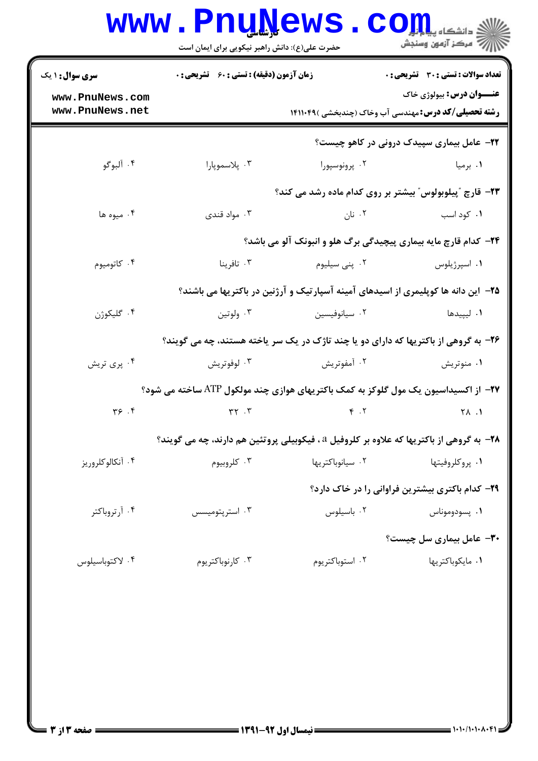**سری سوال:** ۱ یک

**زمان آزمون (دقیقه) : تستی : ۶۰ تشریحی : ۰**

**تعداد سوالات : تستی : ۳۰ تشریحی : ۰**

**عنـــوان درس:** بیولوژی خاک

**رشته تحصیلی/کد درس:** مهندسی آب وخاک (چندبخشی )۱۴۱۱۰۴۹

**۲۲- عامل بیماری سپیدک درونی در کاهو چیست؟**

۱. برمیا
۲. پرونوسپورا
۳. پلاسموپارا
۴. آلبوگو

**۲۳- قارچ "پیلوبولوس" بیشتر بر روی کدام ماده رشد می کند؟**

۱. کود اسب
۲. نان
۳. مواد قندی
۴. میوه ها

**۲۴- کدام قارچ مایه بیماری پیچیدگی برگ هلو و انبونک آلو می باشد؟**

۱. اسپرژیلوس
۲. پنی سیلیوم
۳. تافرینا
۴. کاتومیوم

**۲۵- این دانه ها کوپلیمری از اسیدهای آمینه آسپارتیک و آرژنین در باکتریها می باشند؟**

۱. لیپیدها
۲. سیانوفیسین
۳. ولوتین
۴. گلیکوژن

**۲۶- به گروهی از باکتریها که دارای دو یا چند تاژک در یک سر یاخته هستند، چه می گویند؟**

۱. منوتریش
۲. آمفوتریش
۳. لوفوتریش
۴. پری تریش

**۲۷- از اکسیداسیون یک مول گلوکز به کمک باکتریهای هوازی چند مولکول ATP ساخته می شود؟**

۱. ۲۸
۲. ۴
۳. ۳۲
۴. ۳۶

**۲۸- به گروهی از باکتریها که علاوه بر کلروفیل a ، فیکوبیلی پروتئین هم دارند، چه می گویند؟**

۱. پروکلروفیتها
۲. سیانوباکتریها
۳. کلروبیوم
۴. آنکالوکلروریز

**۲۹- کدام باکتری بیشترین فراوانی را در خاک دارد؟**

۱. پسودوموناس
۲. باسیلوس
۳. استرپتومیسس
۴. آرتروباکتر

**۳۰- عامل بیماری سل چیست؟**

۱. مایکوباکتریها
۲. استوباکتریوم
۳. کارنوباکتریوم
۴. لاکتوباسیلوس